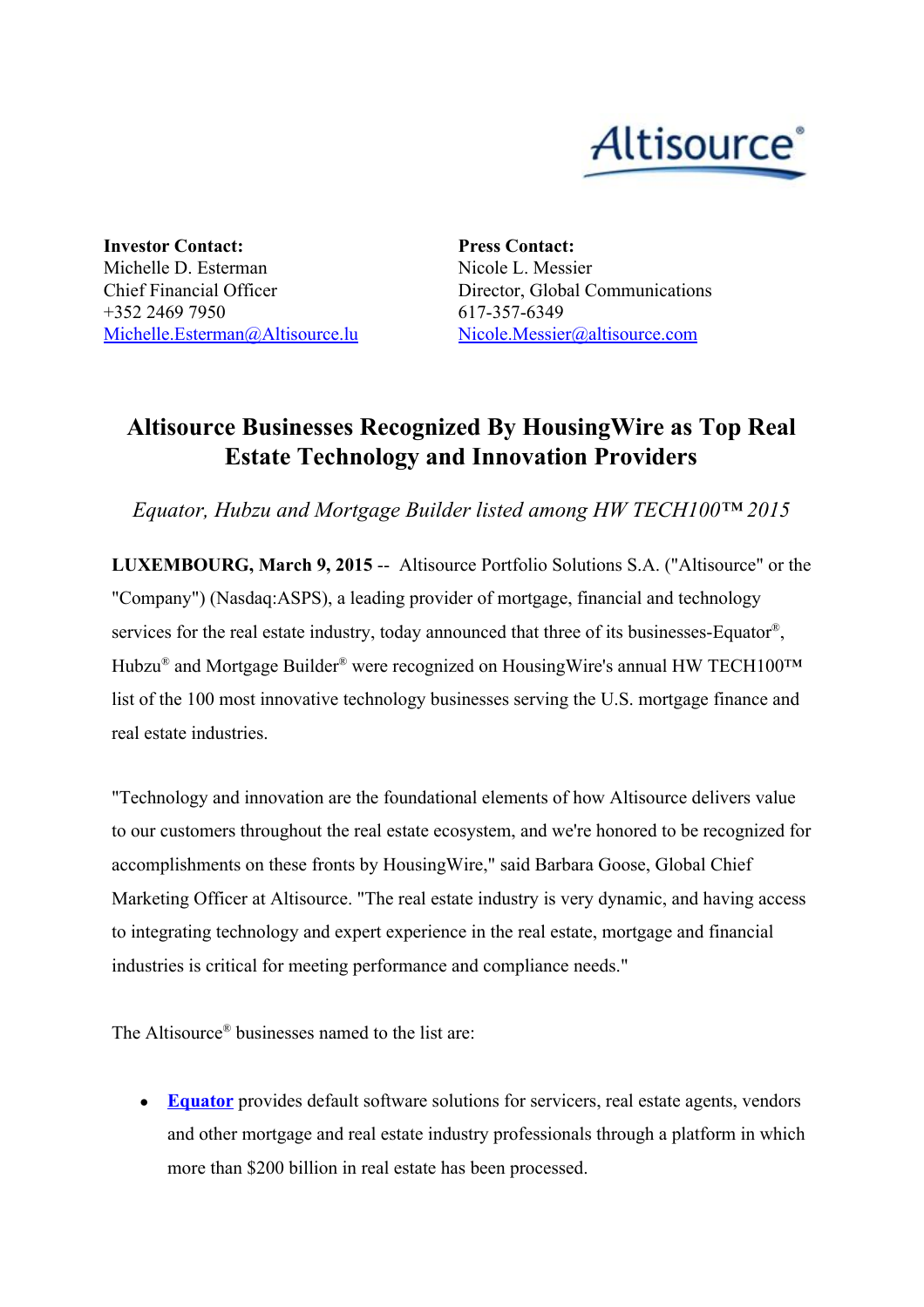**Investor Contact:**
Michelle D. Esterman
Chief Financial Officer
+352 2469 7950
[Michelle.Esterman@Altisource.lu](mailto:Michelle.Esterman@Altisource.lu)

**Press Contact:**
Nicole L. Messier
Director, Global Communications
617-357-6349
[Nicole.Messier@altisource.com](mailto:Nicole.Messier@altisource.com)

# Altisource Businesses Recognized By HousingWire as Top Real Estate Technology and Innovation Providers

*Equator, Hubzu and Mortgage Builder listed among HW TECH100™ 2015*

**LUXEMBOURG, March 9, 2015** -- Altisource Portfolio Solutions S.A. ("Altisource" or the "Company") (Nasdaq:ASPS), a leading provider of mortgage, financial and technology services for the real estate industry, today announced that three of its businesses-Equator®, Hubzu® and Mortgage Builder® were recognized on HousingWire's annual HW TECH100™ list of the 100 most innovative technology businesses serving the U.S. mortgage finance and real estate industries.

"Technology and innovation are the foundational elements of how Altisource delivers value to our customers throughout the real estate ecosystem, and we're honored to be recognized for accomplishments on these fronts by HousingWire," said Barbara Goose, Global Chief Marketing Officer at Altisource. "The real estate industry is very dynamic, and having access to integrating technology and expert experience in the real estate, mortgage and financial industries is critical for meeting performance and compliance needs."

The Altisource® businesses named to the list are:

- **Equator** provides default software solutions for servicers, real estate agents, vendors and other mortgage and real estate industry professionals through a platform in which more than $200 billion in real estate has been processed.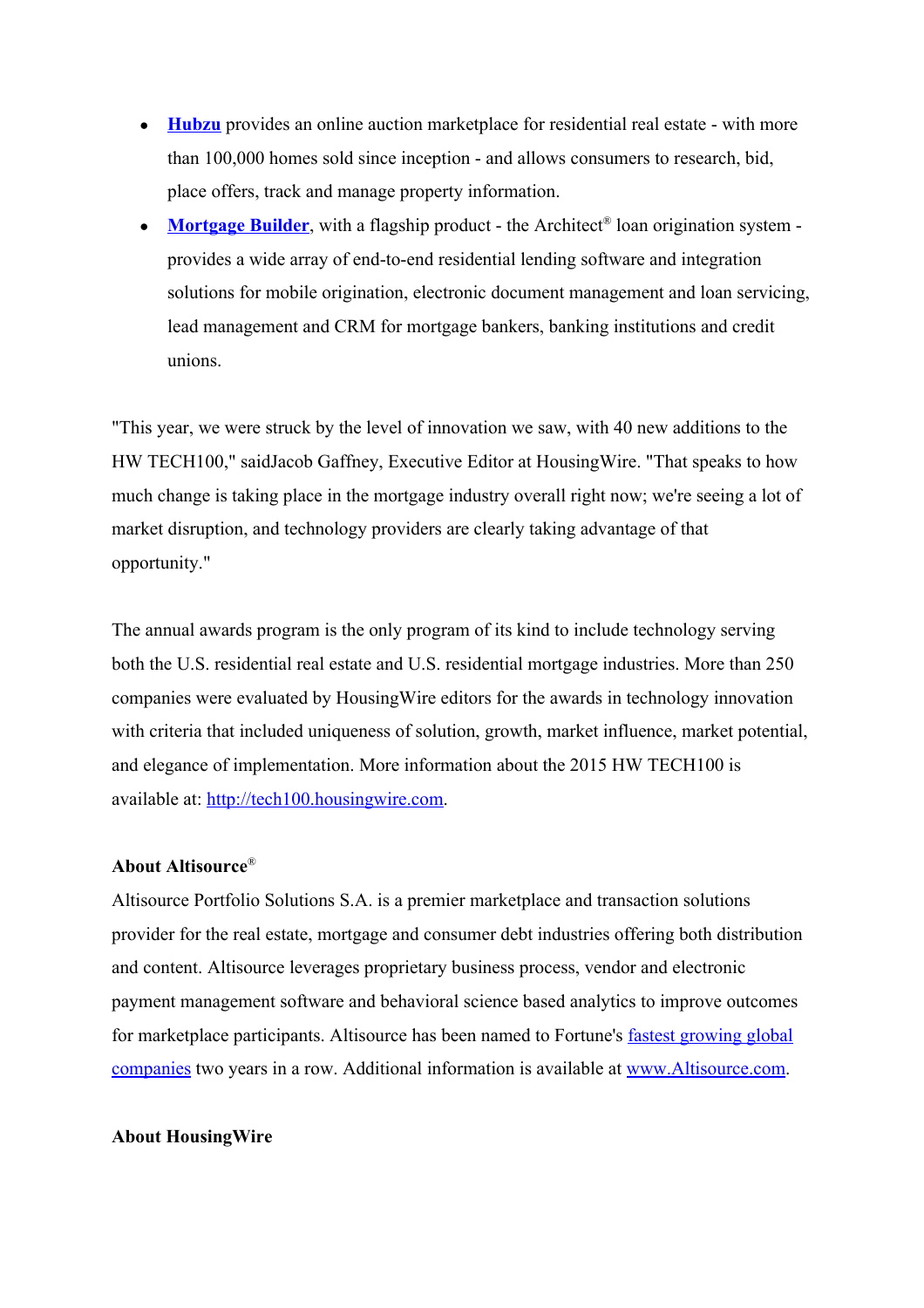- **Hubzu** provides an online auction marketplace for residential real estate - with more than 100,000 homes sold since inception - and allows consumers to research, bid, place offers, track and manage property information.
- **Mortgage Builder**, with a flagship product - the Architect® loan origination system - provides a wide array of end-to-end residential lending software and integration solutions for mobile origination, electronic document management and loan servicing, lead management and CRM for mortgage bankers, banking institutions and credit unions.

"This year, we were struck by the level of innovation we saw, with 40 new additions to the HW TECH100," saidJacob Gaffney, Executive Editor at HousingWire. "That speaks to how much change is taking place in the mortgage industry overall right now; we're seeing a lot of market disruption, and technology providers are clearly taking advantage of that opportunity."

The annual awards program is the only program of its kind to include technology serving both the U.S. residential real estate and U.S. residential mortgage industries. More than 250 companies were evaluated by HousingWire editors for the awards in technology innovation with criteria that included uniqueness of solution, growth, market influence, market potential, and elegance of implementation. More information about the 2015 HW TECH100 is available at: http://tech100.housingwire.com.

**About Altisource®**

Altisource Portfolio Solutions S.A. is a premier marketplace and transaction solutions provider for the real estate, mortgage and consumer debt industries offering both distribution and content. Altisource leverages proprietary business process, vendor and electronic payment management software and behavioral science based analytics to improve outcomes for marketplace participants. Altisource has been named to Fortune's fastest growing global companies two years in a row. Additional information is available at www.Altisource.com.

**About HousingWire**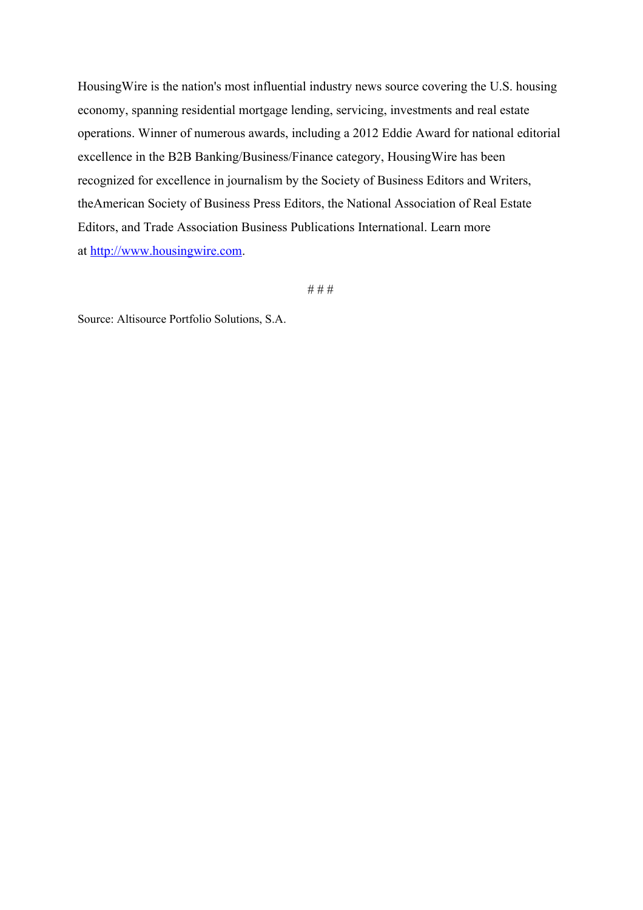HousingWire is the nation's most influential industry news source covering the U.S. housing economy, spanning residential mortgage lending, servicing, investments and real estate operations. Winner of numerous awards, including a 2012 Eddie Award for national editorial excellence in the B2B Banking/Business/Finance category, HousingWire has been recognized for excellence in journalism by the Society of Business Editors and Writers, theAmerican Society of Business Press Editors, the National Association of Real Estate Editors, and Trade Association Business Publications International. Learn more at [http://www.housingwire.com](http://www.housingwire.com).

# # #

Source: Altisource Portfolio Solutions, S.A.